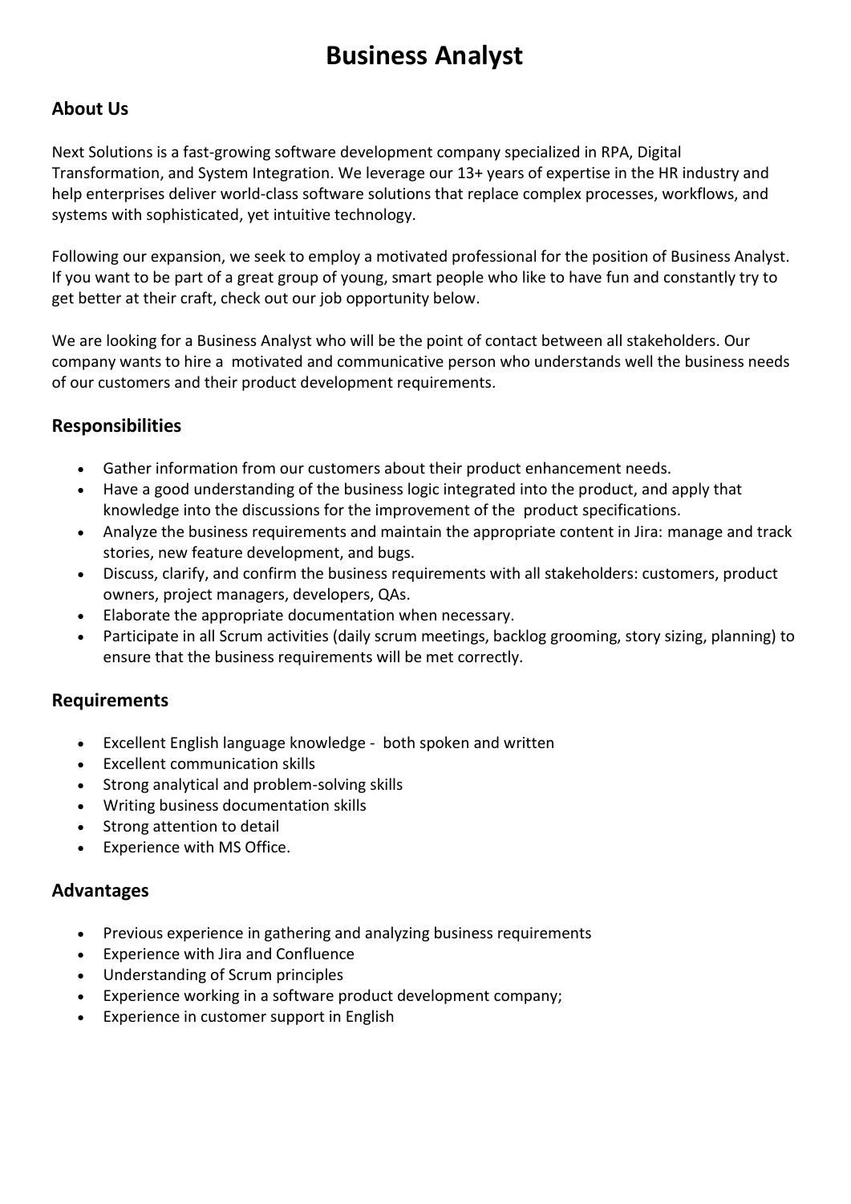# Business Analyst

## About Us

Next Solutions is a fast-growing software development company specialized in RPA, Digital Transformation, and System Integration. We leverage our 13+ years of expertise in the HR industry and help enterprises deliver world-class software solutions that replace complex processes, workflows, and systems with sophisticated, yet intuitive technology.

Following our expansion, we seek to employ a motivated professional for the position of Business Analyst. If you want to be part of a great group of young, smart people who like to have fun and constantly try to get better at their craft, check out our job opportunity below.

We are looking for a Business Analyst who will be the point of contact between all stakeholders. Our company wants to hire a motivated and communicative person who understands well the business needs of our customers and their product development requirements.

## Responsibilities

- Gather information from our customers about their product enhancement needs.
- Have a good understanding of the business logic integrated into the product, and apply that knowledge into the discussions for the improvement of the product specifications.
- Analyze the business requirements and maintain the appropriate content in Jira: manage and track stories, new feature development, and bugs.
- Discuss, clarify, and confirm the business requirements with all stakeholders: customers, product owners, project managers, developers, QAs.
- Elaborate the appropriate documentation when necessary.
- Participate in all Scrum activities (daily scrum meetings, backlog grooming, story sizing, planning) to ensure that the business requirements will be met correctly.

## Requirements

- Excellent English language knowledge - both spoken and written
- Excellent communication skills
- Strong analytical and problem-solving skills
- Writing business documentation skills
- Strong attention to detail
- Experience with MS Office.

## Advantages

- Previous experience in gathering and analyzing business requirements
- Experience with Jira and Confluence
- Understanding of Scrum principles
- Experience working in a software product development company;
- Experience in customer support in English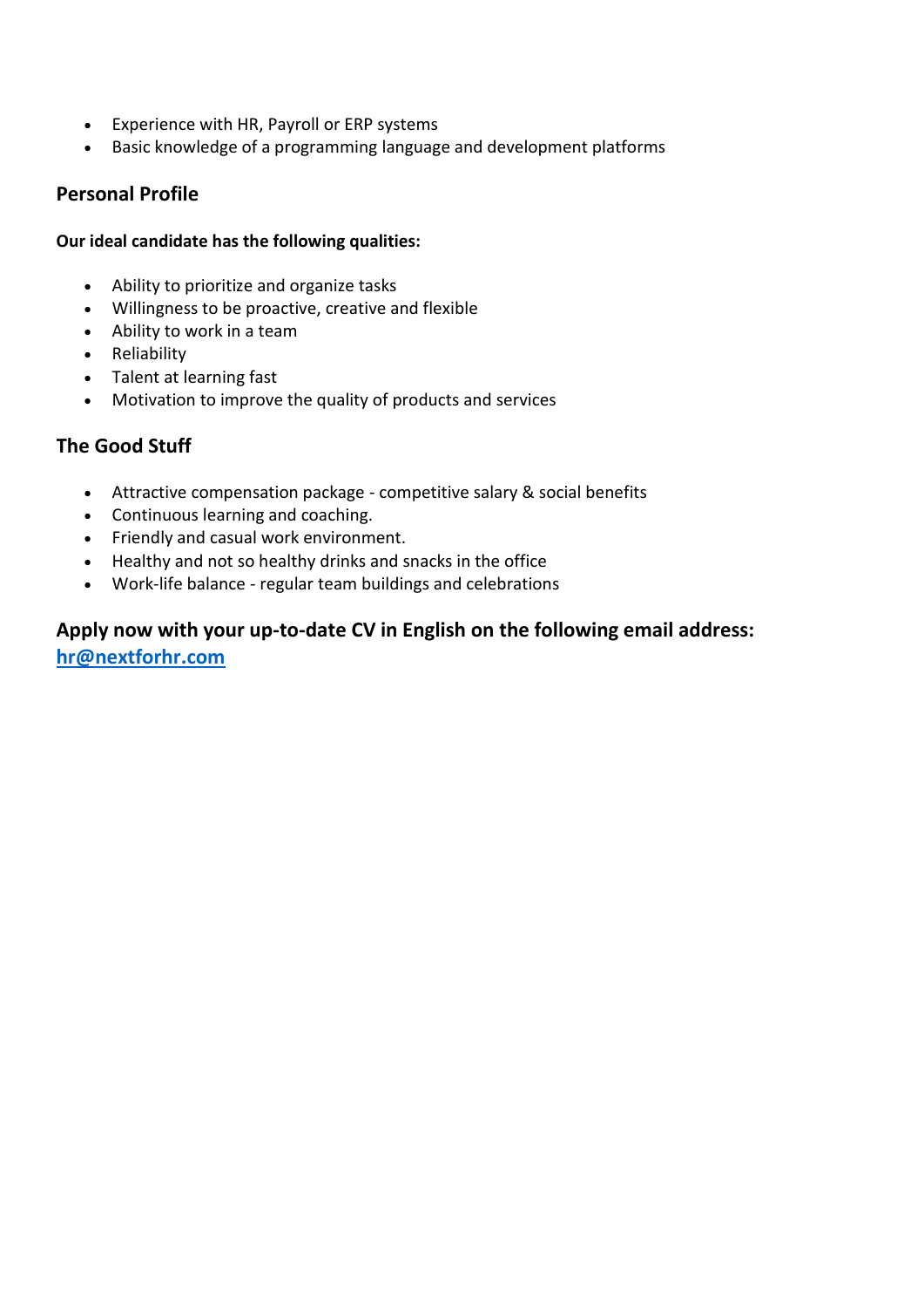- Experience with HR, Payroll or ERP systems
- Basic knowledge of a programming language and development platforms

## Personal Profile

**Our ideal candidate has the following qualities:**

- Ability to prioritize and organize tasks
- Willingness to be proactive, creative and flexible
- Ability to work in a team
- Reliability
- Talent at learning fast
- Motivation to improve the quality of products and services

## The Good Stuff

- Attractive compensation package - competitive salary & social benefits
- Continuous learning and coaching.
- Friendly and casual work environment.
- Healthy and not so healthy drinks and snacks in the office
- Work-life balance - regular team buildings and celebrations

## Apply now with your up-to-date CV in English on the following email address: [hr@nextforhr.com](mailto:hr@nextforhr.com)